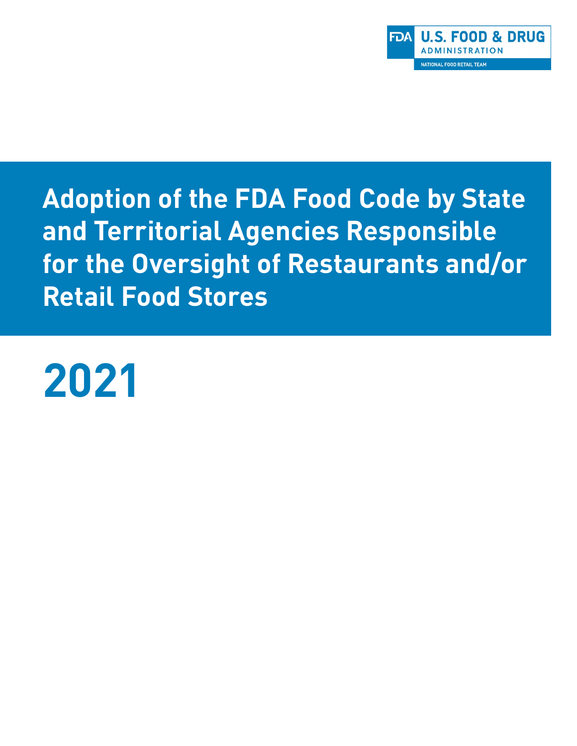FDA U.S. FOOD & DRUG ADMINISTRATION

NATIONAL FOOD RETAIL TEAM

# Adoption of the FDA Food Code by State and Territorial Agencies Responsible for the Oversight of Restaurants and/or Retail Food Stores

# 2021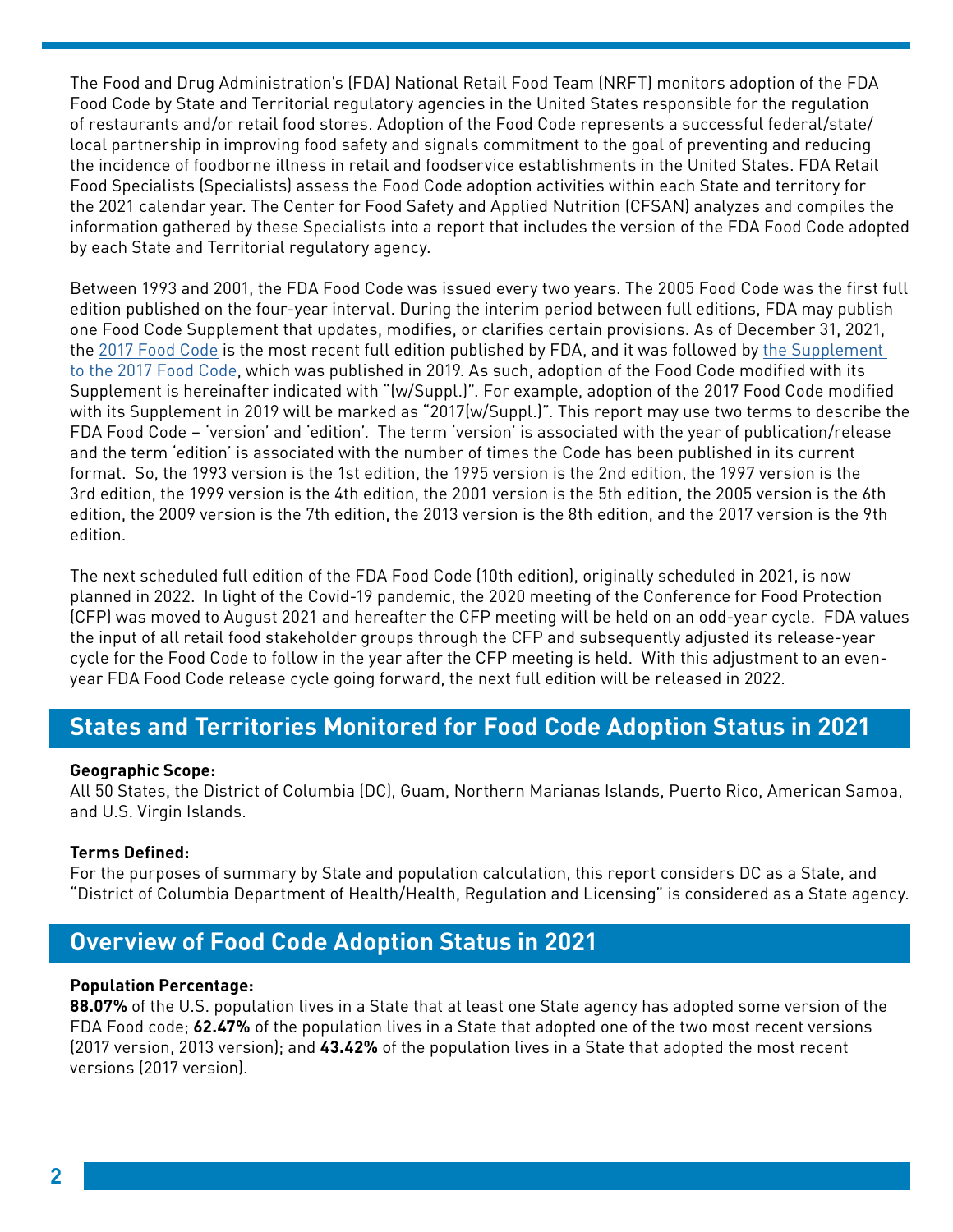The Food and Drug Administration's (FDA) National Retail Food Team (NRFT) monitors adoption of the FDA Food Code by State and Territorial regulatory agencies in the United States responsible for the regulation of restaurants and/or retail food stores. Adoption of the Food Code represents a successful federal/state/local partnership in improving food safety and signals commitment to the goal of preventing and reducing the incidence of foodborne illness in retail and foodservice establishments in the United States. FDA Retail Food Specialists (Specialists) assess the Food Code adoption activities within each State and territory for the 2021 calendar year. The Center for Food Safety and Applied Nutrition (CFSAN) analyzes and compiles the information gathered by these Specialists into a report that includes the version of the FDA Food Code adopted by each State and Territorial regulatory agency.

Between 1993 and 2001, the FDA Food Code was issued every two years. The 2005 Food Code was the first full edition published on the four-year interval. During the interim period between full editions, FDA may publish one Food Code Supplement that updates, modifies, or clarifies certain provisions. As of December 31, 2021, the 2017 Food Code is the most recent full edition published by FDA, and it was followed by the Supplement to the 2017 Food Code, which was published in 2019. As such, adoption of the Food Code modified with its Supplement is hereinafter indicated with "(w/Suppl.)". For example, adoption of the 2017 Food Code modified with its Supplement in 2019 will be marked as "2017(w/Suppl.)". This report may use two terms to describe the FDA Food Code – 'version' and 'edition'. The term 'version' is associated with the year of publication/release and the term 'edition' is associated with the number of times the Code has been published in its current format. So, the 1993 version is the 1st edition, the 1995 version is the 2nd edition, the 1997 version is the 3rd edition, the 1999 version is the 4th edition, the 2001 version is the 5th edition, the 2005 version is the 6th edition, the 2009 version is the 7th edition, the 2013 version is the 8th edition, and the 2017 version is the 9th edition.

The next scheduled full edition of the FDA Food Code (10th edition), originally scheduled in 2021, is now planned in 2022. In light of the Covid-19 pandemic, the 2020 meeting of the Conference for Food Protection (CFP) was moved to August 2021 and hereafter the CFP meeting will be held on an odd-year cycle. FDA values the input of all retail food stakeholder groups through the CFP and subsequently adjusted its release-year cycle for the Food Code to follow in the year after the CFP meeting is held. With this adjustment to an even-year FDA Food Code release cycle going forward, the next full edition will be released in 2022.

## States and Territories Monitored for Food Code Adoption Status in 2021

**Geographic Scope:**
All 50 States, the District of Columbia (DC), Guam, Northern Marianas Islands, Puerto Rico, American Samoa, and U.S. Virgin Islands.

**Terms Defined:**
For the purposes of summary by State and population calculation, this report considers DC as a State, and "District of Columbia Department of Health/Health, Regulation and Licensing" is considered as a State agency.

## Overview of Food Code Adoption Status in 2021

**Population Percentage:**
**88.07%** of the U.S. population lives in a State that at least one State agency has adopted some version of the FDA Food code; **62.47%** of the population lives in a State that adopted one of the two most recent versions (2017 version, 2013 version); and **43.42%** of the population lives in a State that adopted the most recent versions (2017 version).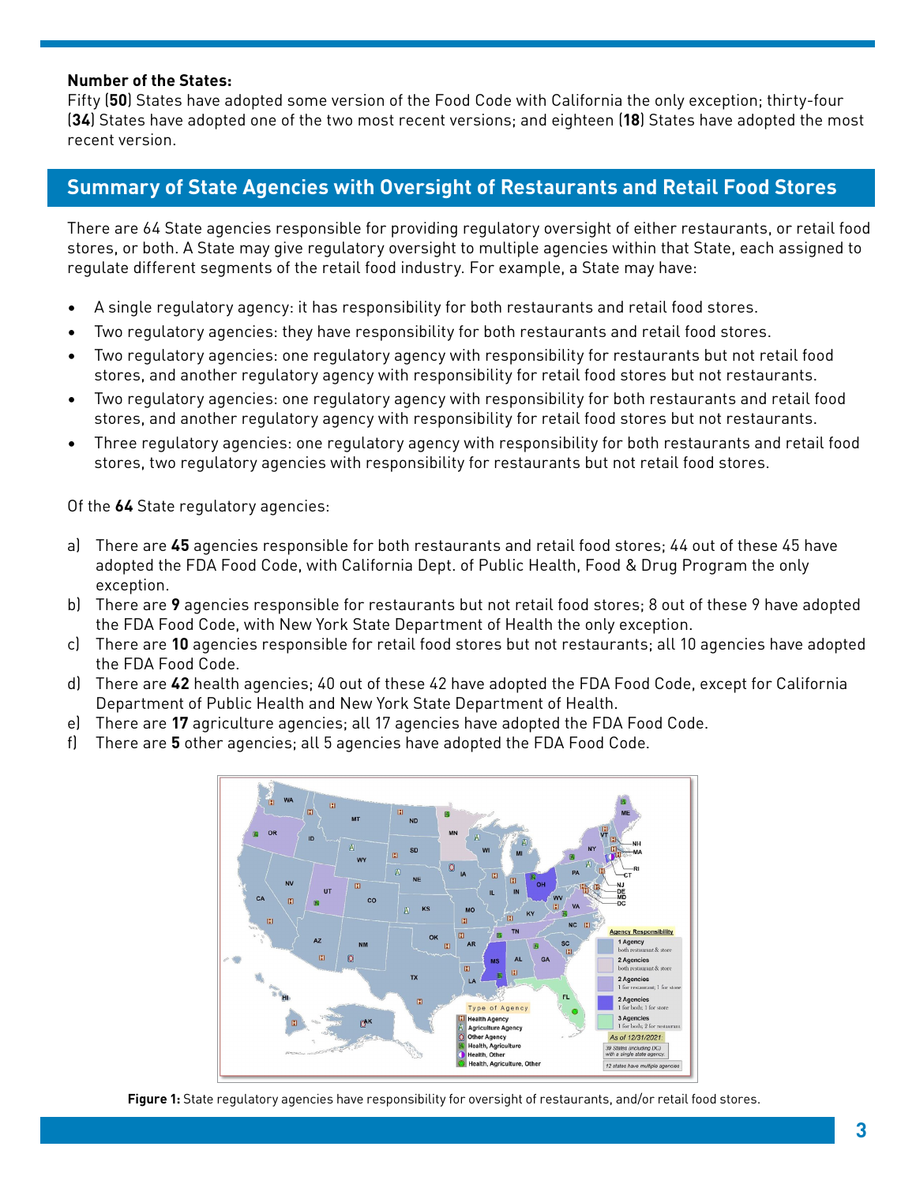**Number of the States:**
Fifty (**50**) States have adopted some version of the Food Code with California the only exception; thirty-four (**34**) States have adopted one of the two most recent versions; and eighteen (**18**) States have adopted the most recent version.

## Summary of State Agencies with Oversight of Restaurants and Retail Food Stores

There are 64 State agencies responsible for providing regulatory oversight of either restaurants, or retail food stores, or both. A State may give regulatory oversight to multiple agencies within that State, each assigned to regulate different segments of the retail food industry. For example, a State may have:

- A single regulatory agency: it has responsibility for both restaurants and retail food stores.
- Two regulatory agencies: they have responsibility for both restaurants and retail food stores.
- Two regulatory agencies: one regulatory agency with responsibility for restaurants but not retail food stores, and another regulatory agency with responsibility for retail food stores but not restaurants.
- Two regulatory agencies: one regulatory agency with responsibility for both restaurants and retail food stores, and another regulatory agency with responsibility for retail food stores but not restaurants.
- Three regulatory agencies: one regulatory agency with responsibility for both restaurants and retail food stores, two regulatory agencies with responsibility for restaurants but not retail food stores.

Of the **64** State regulatory agencies:

a) There are **45** agencies responsible for both restaurants and retail food stores; 44 out of these 45 have adopted the FDA Food Code, with California Dept. of Public Health, Food & Drug Program the only exception.
b) There are **9** agencies responsible for restaurants but not retail food stores; 8 out of these 9 have adopted the FDA Food Code, with New York State Department of Health the only exception.
c) There are **10** agencies responsible for retail food stores but not restaurants; all 10 agencies have adopted the FDA Food Code.
d) There are **42** health agencies; 40 out of these 42 have adopted the FDA Food Code, except for California Department of Public Health and New York State Department of Health.
e) There are **17** agriculture agencies; all 17 agencies have adopted the FDA Food Code.
f) There are **5** other agencies; all 5 agencies have adopted the FDA Food Code.

**Figure 1:** State regulatory agencies have responsibility for oversight of restaurants, and/or retail food stores.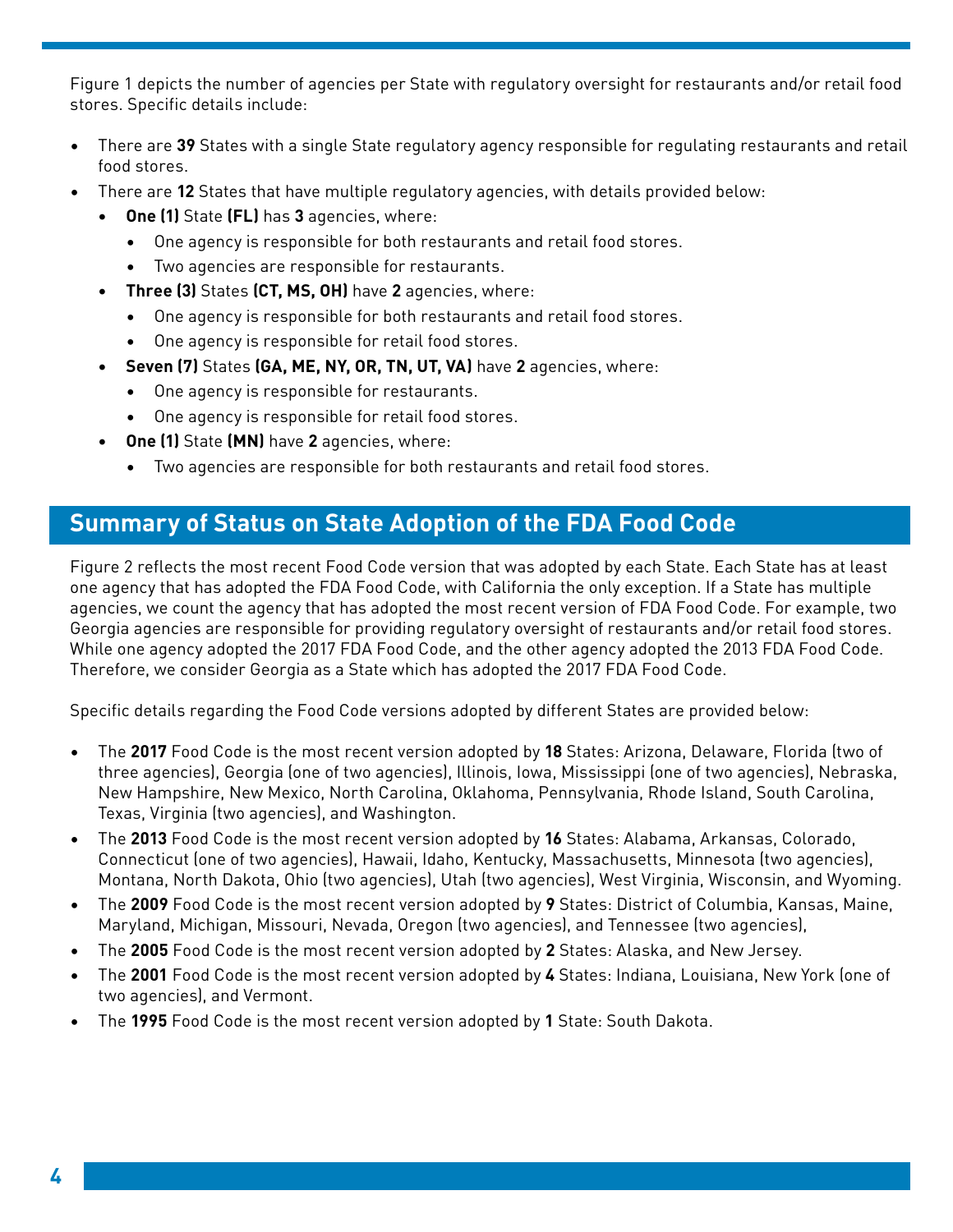Figure 1 depicts the number of agencies per State with regulatory oversight for restaurants and/or retail food stores. Specific details include:

- There are **39** States with a single State regulatory agency responsible for regulating restaurants and retail food stores.
- There are **12** States that have multiple regulatory agencies, with details provided below:
  - **One (1)** State **(FL)** has **3** agencies, where:
    - One agency is responsible for both restaurants and retail food stores.
    - Two agencies are responsible for restaurants.
  - **Three (3)** States **(CT, MS, OH)** have **2** agencies, where:
    - One agency is responsible for both restaurants and retail food stores.
    - One agency is responsible for retail food stores.
  - **Seven (7)** States **(GA, ME, NY, OR, TN, UT, VA)** have **2** agencies, where:
    - One agency is responsible for restaurants.
    - One agency is responsible for retail food stores.
  - **One (1)** State **(MN)** have **2** agencies, where:
    - Two agencies are responsible for both restaurants and retail food stores.

## Summary of Status on State Adoption of the FDA Food Code

Figure 2 reflects the most recent Food Code version that was adopted by each State. Each State has at least one agency that has adopted the FDA Food Code, with California the only exception. If a State has multiple agencies, we count the agency that has adopted the most recent version of FDA Food Code. For example, two Georgia agencies are responsible for providing regulatory oversight of restaurants and/or retail food stores. While one agency adopted the 2017 FDA Food Code, and the other agency adopted the 2013 FDA Food Code. Therefore, we consider Georgia as a State which has adopted the 2017 FDA Food Code.

Specific details regarding the Food Code versions adopted by different States are provided below:

- The **2017** Food Code is the most recent version adopted by **18** States: Arizona, Delaware, Florida (two of three agencies), Georgia (one of two agencies), Illinois, Iowa, Mississippi (one of two agencies), Nebraska, New Hampshire, New Mexico, North Carolina, Oklahoma, Pennsylvania, Rhode Island, South Carolina, Texas, Virginia (two agencies), and Washington.
- The **2013** Food Code is the most recent version adopted by **16** States: Alabama, Arkansas, Colorado, Connecticut (one of two agencies), Hawaii, Idaho, Kentucky, Massachusetts, Minnesota (two agencies), Montana, North Dakota, Ohio (two agencies), Utah (two agencies), West Virginia, Wisconsin, and Wyoming.
- The **2009** Food Code is the most recent version adopted by **9** States: District of Columbia, Kansas, Maine, Maryland, Michigan, Missouri, Nevada, Oregon (two agencies), and Tennessee (two agencies),
- The **2005** Food Code is the most recent version adopted by **2** States: Alaska, and New Jersey.
- The **2001** Food Code is the most recent version adopted by **4** States: Indiana, Louisiana, New York (one of two agencies), and Vermont.
- The **1995** Food Code is the most recent version adopted by **1** State: South Dakota.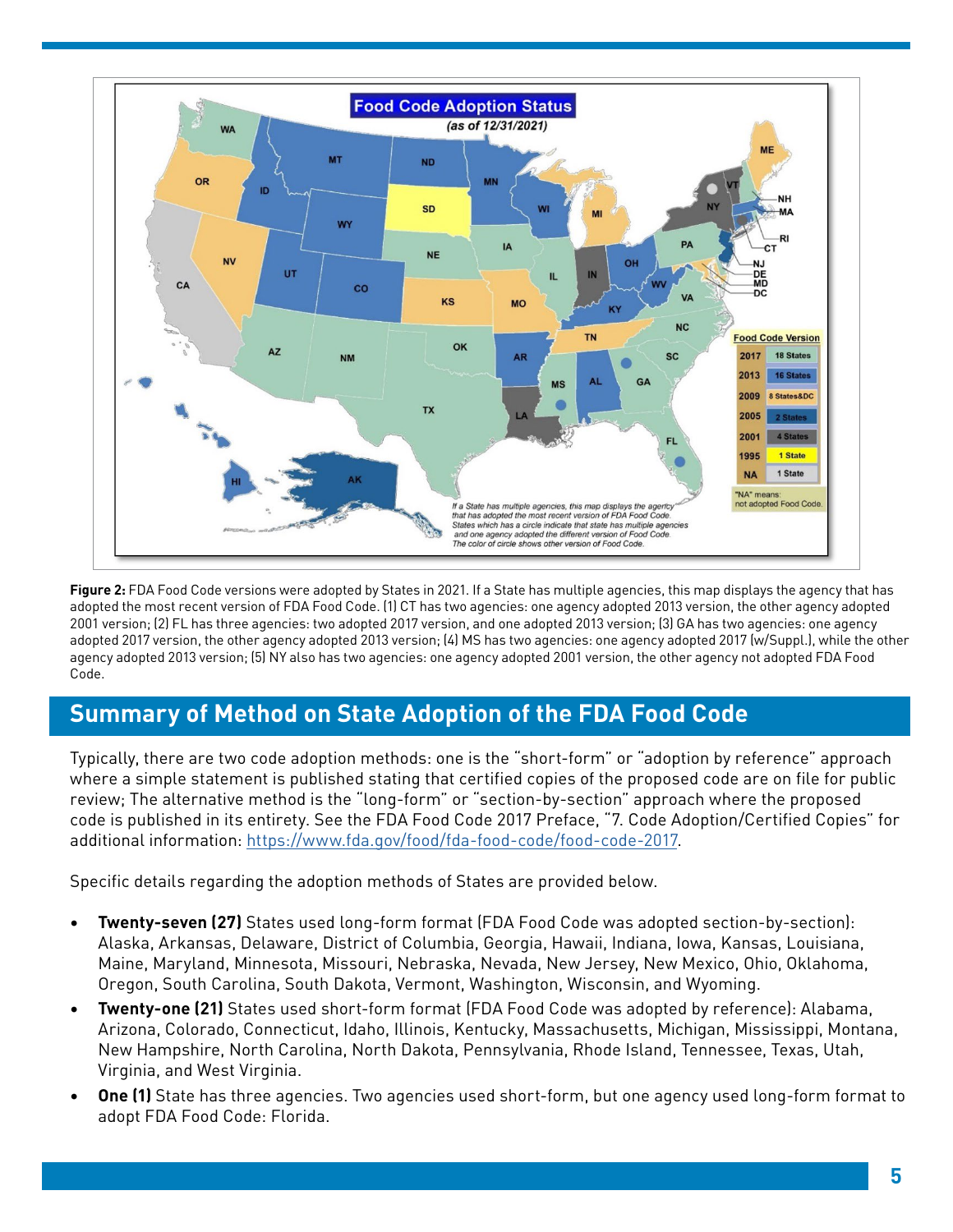**Figure 2:** FDA Food Code versions were adopted by States in 2021. If a State has multiple agencies, this map displays the agency that has adopted the most recent version of FDA Food Code. (1) CT has two agencies: one agency adopted 2013 version, the other agency adopted 2001 version; (2) FL has three agencies: two adopted 2017 version, and one adopted 2013 version; (3) GA has two agencies: one agency adopted 2017 version, the other agency adopted 2013 version; (4) MS has two agencies: one agency adopted 2017 (w/Suppl.), while the other agency adopted 2013 version; (5) NY also has two agencies: one agency adopted 2001 version, the other agency not adopted FDA Food Code.

## Summary of Method on State Adoption of the FDA Food Code

Typically, there are two code adoption methods: one is the "short-form" or "adoption by reference" approach where a simple statement is published stating that certified copies of the proposed code are on file for public review; The alternative method is the "long-form" or "section-by-section" approach where the proposed code is published in its entirety. See the FDA Food Code 2017 Preface, "7. Code Adoption/Certified Copies" for additional information: https://www.fda.gov/food/fda-food-code/food-code-2017.

Specific details regarding the adoption methods of States are provided below.

- **Twenty-seven (27)** States used long-form format (FDA Food Code was adopted section-by-section): Alaska, Arkansas, Delaware, District of Columbia, Georgia, Hawaii, Indiana, Iowa, Kansas, Louisiana, Maine, Maryland, Minnesota, Missouri, Nebraska, Nevada, New Jersey, New Mexico, Ohio, Oklahoma, Oregon, South Carolina, South Dakota, Vermont, Washington, Wisconsin, and Wyoming.
- **Twenty-one (21)** States used short-form format (FDA Food Code was adopted by reference): Alabama, Arizona, Colorado, Connecticut, Idaho, Illinois, Kentucky, Massachusetts, Michigan, Mississippi, Montana, New Hampshire, North Carolina, North Dakota, Pennsylvania, Rhode Island, Tennessee, Texas, Utah, Virginia, and West Virginia.
- **One (1)** State has three agencies. Two agencies used short-form, but one agency used long-form format to adopt FDA Food Code: Florida.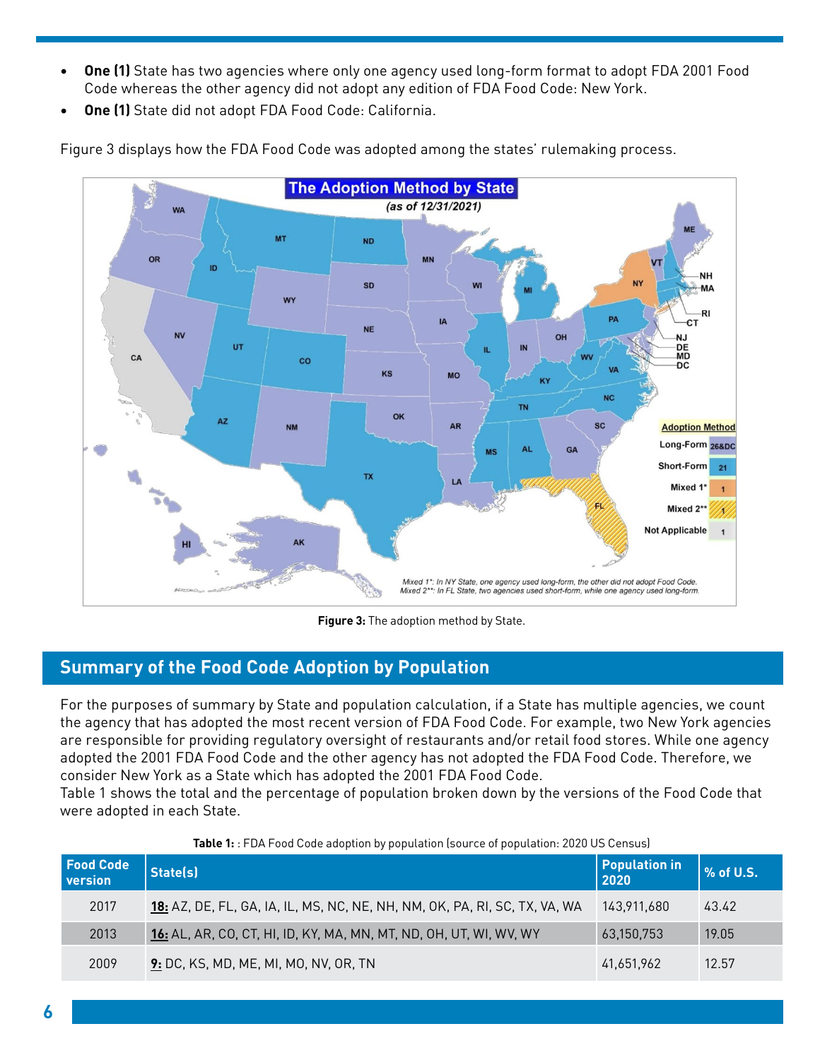- **One (1)** State has two agencies where only one agency used long-form format to adopt FDA 2001 Food Code whereas the other agency did not adopt any edition of FDA Food Code: New York.
- **One (1)** State did not adopt FDA Food Code: California.

Figure 3 displays how the FDA Food Code was adopted among the states' rulemaking process.

**Figure 3:** The adoption method by State.

## Summary of the Food Code Adoption by Population

For the purposes of summary by State and population calculation, if a State has multiple agencies, we count the agency that has adopted the most recent version of FDA Food Code. For example, two New York agencies are responsible for providing regulatory oversight of restaurants and/or retail food stores. While one agency adopted the 2001 FDA Food Code and the other agency has not adopted the FDA Food Code. Therefore, we consider New York as a State which has adopted the 2001 FDA Food Code.
Table 1 shows the total and the percentage of population broken down by the versions of the Food Code that were adopted in each State.

**Table 1:** : FDA Food Code adoption by population (source of population: 2020 US Census)

| Food Code version | State(s) | Population in 2020 | % of U.S. |
|---|---|---|---|
| 2017 | **18:** AZ, DE, FL, GA, IA, IL, MS, NC, NE, NH, NM, OK, PA, RI, SC, TX, VA, WA | 143,911,680 | 43.42 |
| 2013 | **16:** AL, AR, CO, CT, HI, ID, KY, MA, MN, MT, ND, OH, UT, WI, WV, WY | 63,150,753 | 19.05 |
| 2009 | **9:** DC, KS, MD, ME, MI, MO, NV, OR, TN | 41,651,962 | 12.57 |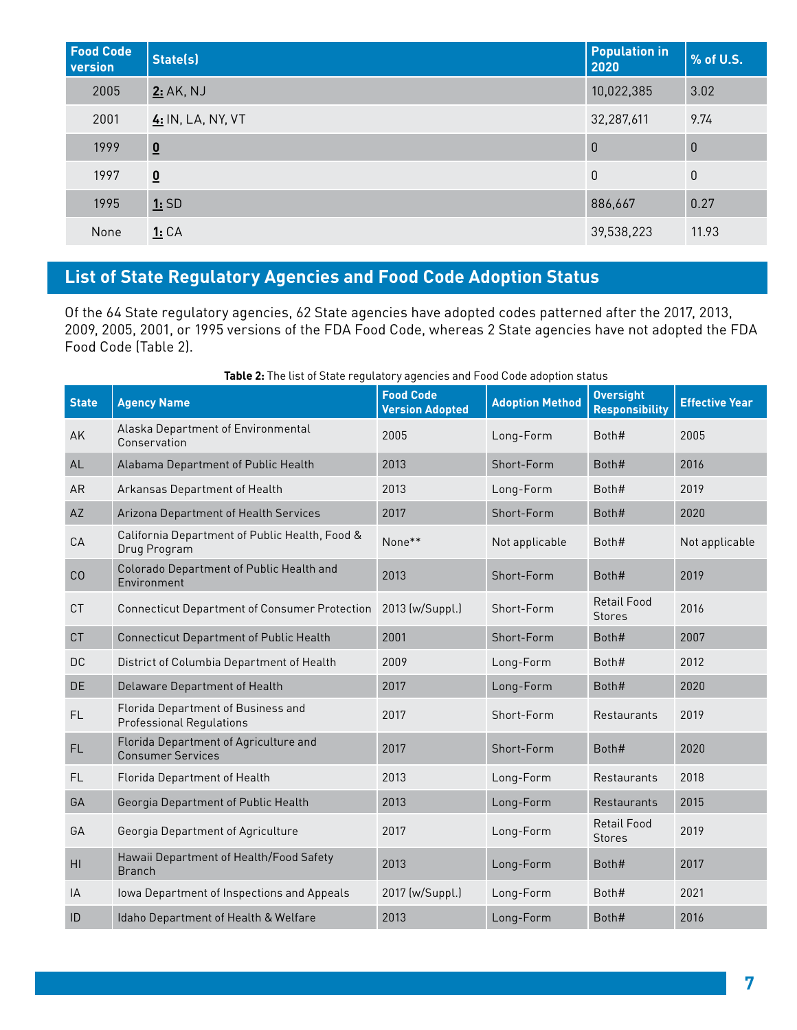| Food Code version | State(s) | Population in 2020 | % of U.S. |
|---|---|---|---|
| 2005 | **2:** AK, NJ | 10,022,385 | 3.02 |
| 2001 | **4:** IN, LA, NY, VT | 32,287,611 | 9.74 |
| 1999 | **0** | 0 | 0 |
| 1997 | **0** | 0 | 0 |
| 1995 | **1:** SD | 886,667 | 0.27 |
| None | **1:** CA | 39,538,223 | 11.93 |

## List of State Regulatory Agencies and Food Code Adoption Status

Of the 64 State regulatory agencies, 62 State agencies have adopted codes patterned after the 2017, 2013, 2009, 2005, 2001, or 1995 versions of the FDA Food Code, whereas 2 State agencies have not adopted the FDA Food Code (Table 2).

**Table 2:** The list of State regulatory agencies and Food Code adoption status

| State | Agency Name | Food Code Version Adopted | Adoption Method | Oversight Responsibility | Effective Year |
|---|---|---|---|---|---|
| AK | Alaska Department of Environmental Conservation | 2005 | Long-Form | Both# | 2005 |
| AL | Alabama Department of Public Health | 2013 | Short-Form | Both# | 2016 |
| AR | Arkansas Department of Health | 2013 | Long-Form | Both# | 2019 |
| AZ | Arizona Department of Health Services | 2017 | Short-Form | Both# | 2020 |
| CA | California Department of Public Health, Food & Drug Program | None** | Not applicable | Both# | Not applicable |
| CO | Colorado Department of Public Health and Environment | 2013 | Short-Form | Both# | 2019 |
| CT | Connecticut Department of Consumer Protection | 2013 (w/Suppl.) | Short-Form | Retail Food Stores | 2016 |
| CT | Connecticut Department of Public Health | 2001 | Short-Form | Both# | 2007 |
| DC | District of Columbia Department of Health | 2009 | Long-Form | Both# | 2012 |
| DE | Delaware Department of Health | 2017 | Long-Form | Both# | 2020 |
| FL | Florida Department of Business and Professional Regulations | 2017 | Short-Form | Restaurants | 2019 |
| FL | Florida Department of Agriculture and Consumer Services | 2017 | Short-Form | Both# | 2020 |
| FL | Florida Department of Health | 2013 | Long-Form | Restaurants | 2018 |
| GA | Georgia Department of Public Health | 2013 | Long-Form | Restaurants | 2015 |
| GA | Georgia Department of Agriculture | 2017 | Long-Form | Retail Food Stores | 2019 |
| HI | Hawaii Department of Health/Food Safety Branch | 2013 | Long-Form | Both# | 2017 |
| IA | Iowa Department of Inspections and Appeals | 2017 (w/Suppl.) | Long-Form | Both# | 2021 |
| ID | Idaho Department of Health & Welfare | 2013 | Long-Form | Both# | 2016 |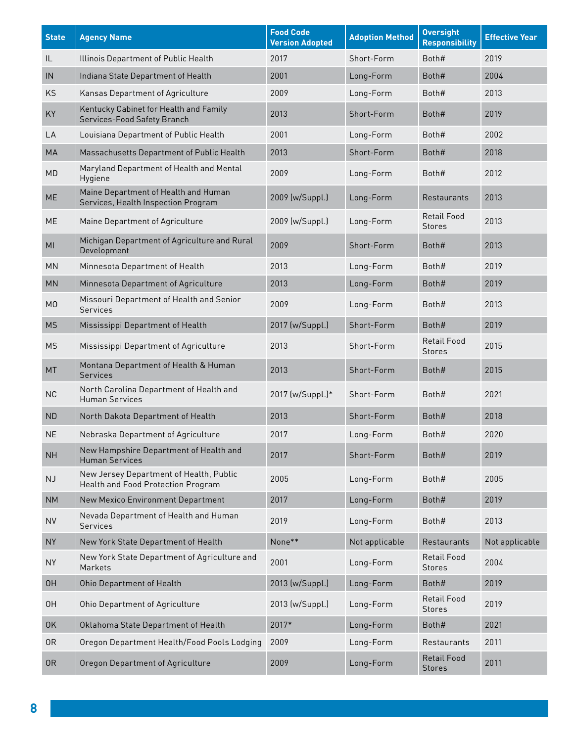| State | Agency Name | Food Code Version Adopted | Adoption Method | Oversight Responsibility | Effective Year |
|---|---|---|---|---|---|
| IL | Illinois Department of Public Health | 2017 | Short-Form | Both# | 2019 |
| IN | Indiana State Department of Health | 2001 | Long-Form | Both# | 2004 |
| KS | Kansas Department of Agriculture | 2009 | Long-Form | Both# | 2013 |
| KY | Kentucky Cabinet for Health and Family Services-Food Safety Branch | 2013 | Short-Form | Both# | 2019 |
| LA | Louisiana Department of Public Health | 2001 | Long-Form | Both# | 2002 |
| MA | Massachusetts Department of Public Health | 2013 | Short-Form | Both# | 2018 |
| MD | Maryland Department of Health and Mental Hygiene | 2009 | Long-Form | Both# | 2012 |
| ME | Maine Department of Health and Human Services, Health Inspection Program | 2009 (w/Suppl.) | Long-Form | Restaurants | 2013 |
| ME | Maine Department of Agriculture | 2009 (w/Suppl.) | Long-Form | Retail Food Stores | 2013 |
| MI | Michigan Department of Agriculture and Rural Development | 2009 | Short-Form | Both# | 2013 |
| MN | Minnesota Department of Health | 2013 | Long-Form | Both# | 2019 |
| MN | Minnesota Department of Agriculture | 2013 | Long-Form | Both# | 2019 |
| MO | Missouri Department of Health and Senior Services | 2009 | Long-Form | Both# | 2013 |
| MS | Mississippi Department of Health | 2017 (w/Suppl.) | Short-Form | Both# | 2019 |
| MS | Mississippi Department of Agriculture | 2013 | Short-Form | Retail Food Stores | 2015 |
| MT | Montana Department of Health & Human Services | 2013 | Short-Form | Both# | 2015 |
| NC | North Carolina Department of Health and Human Services | 2017 (w/Suppl.)* | Short-Form | Both# | 2021 |
| ND | North Dakota Department of Health | 2013 | Short-Form | Both# | 2018 |
| NE | Nebraska Department of Agriculture | 2017 | Long-Form | Both# | 2020 |
| NH | New Hampshire Department of Health and Human Services | 2017 | Short-Form | Both# | 2019 |
| NJ | New Jersey Department of Health, Public Health and Food Protection Program | 2005 | Long-Form | Both# | 2005 |
| NM | New Mexico Environment Department | 2017 | Long-Form | Both# | 2019 |
| NV | Nevada Department of Health and Human Services | 2019 | Long-Form | Both# | 2013 |
| NY | New York State Department of Health | None** | Not applicable | Restaurants | Not applicable |
| NY | New York State Department of Agriculture and Markets | 2001 | Long-Form | Retail Food Stores | 2004 |
| OH | Ohio Department of Health | 2013 (w/Suppl.) | Long-Form | Both# | 2019 |
| OH | Ohio Department of Agriculture | 2013 (w/Suppl.) | Long-Form | Retail Food Stores | 2019 |
| OK | Oklahoma State Department of Health | 2017* | Long-Form | Both# | 2021 |
| OR | Oregon Department Health/Food Pools Lodging | 2009 | Long-Form | Restaurants | 2011 |
| OR | Oregon Department of Agriculture | 2009 | Long-Form | Retail Food Stores | 2011 |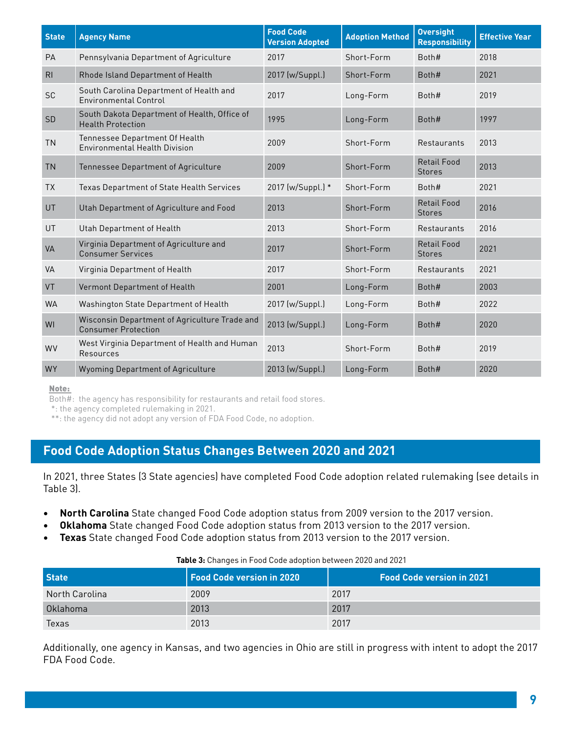| State | Agency Name | Food Code Version Adopted | Adoption Method | Oversight Responsibility | Effective Year |
|---|---|---|---|---|---|
| PA | Pennsylvania Department of Agriculture | 2017 | Short-Form | Both# | 2018 |
| RI | Rhode Island Department of Health | 2017 (w/Suppl.) | Short-Form | Both# | 2021 |
| SC | South Carolina Department of Health and Environmental Control | 2017 | Long-Form | Both# | 2019 |
| SD | South Dakota Department of Health, Office of Health Protection | 1995 | Long-Form | Both# | 1997 |
| TN | Tennessee Department Of Health Environmental Health Division | 2009 | Short-Form | Restaurants | 2013 |
| TN | Tennessee Department of Agriculture | 2009 | Short-Form | Retail Food Stores | 2013 |
| TX | Texas Department of State Health Services | 2017 (w/Suppl.) * | Short-Form | Both# | 2021 |
| UT | Utah Department of Agriculture and Food | 2013 | Short-Form | Retail Food Stores | 2016 |
| UT | Utah Department of Health | 2013 | Short-Form | Restaurants | 2016 |
| VA | Virginia Department of Agriculture and Consumer Services | 2017 | Short-Form | Retail Food Stores | 2021 |
| VA | Virginia Department of Health | 2017 | Short-Form | Restaurants | 2021 |
| VT | Vermont Department of Health | 2001 | Long-Form | Both# | 2003 |
| WA | Washington State Department of Health | 2017 (w/Suppl.) | Long-Form | Both# | 2022 |
| WI | Wisconsin Department of Agriculture Trade and Consumer Protection | 2013 (w/Suppl.) | Long-Form | Both# | 2020 |
| WV | West Virginia Department of Health and Human Resources | 2013 | Short-Form | Both# | 2019 |
| WY | Wyoming Department of Agriculture | 2013 (w/Suppl.) | Long-Form | Both# | 2020 |

**Note:**

Both#: the agency has responsibility for restaurants and retail food stores.

*: the agency completed rulemaking in 2021.

**: the agency did not adopt any version of FDA Food Code, no adoption.

## Food Code Adoption Status Changes Between 2020 and 2021

In 2021, three States (3 State agencies) have completed Food Code adoption related rulemaking (see details in Table 3).

- **North Carolina** State changed Food Code adoption status from 2009 version to the 2017 version.
- **Oklahoma** State changed Food Code adoption status from 2013 version to the 2017 version.
- **Texas** State changed Food Code adoption status from 2013 version to the 2017 version.

**Table 3:** Changes in Food Code adoption between 2020 and 2021

| State | Food Code version in 2020 | Food Code version in 2021 |
|---|---|---|
| North Carolina | 2009 | 2017 |
| Oklahoma | 2013 | 2017 |
| Texas | 2013 | 2017 |

Additionally, one agency in Kansas, and two agencies in Ohio are still in progress with intent to adopt the 2017 FDA Food Code.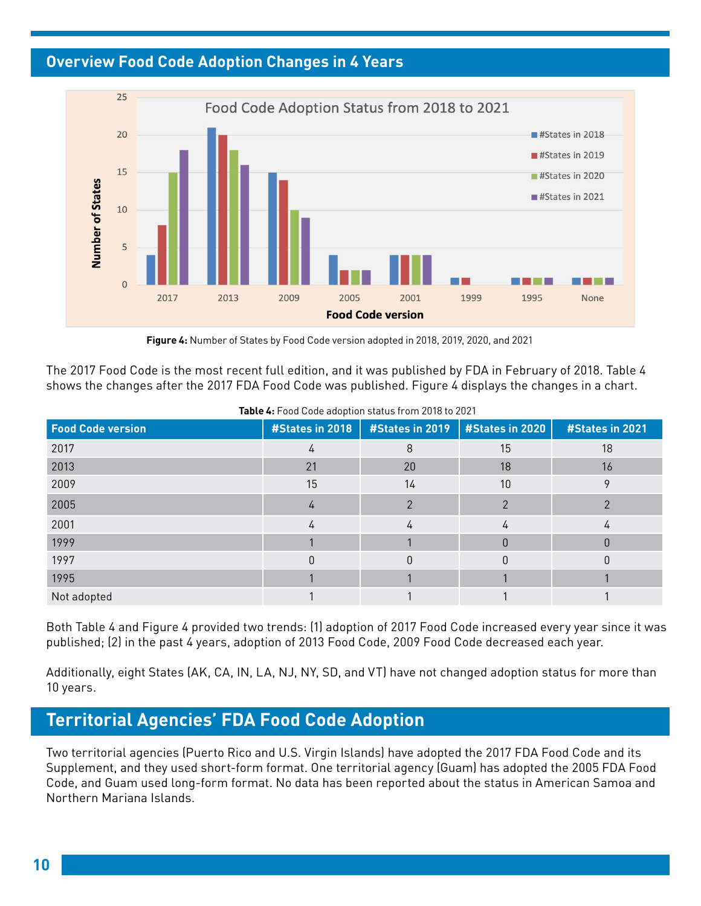## Overview Food Code Adoption Changes in 4 Years

Food Code Adoption Status from 2018 to 2021

25
20
15
10
5
0

Number of States

2017
2013
2009
2005
2001
1999
1995
None

Food Code version

#States in 2018
#States in 2019
#States in 2020
#States in 2021

**Figure 4:** Number of States by Food Code version adopted in 2018, 2019, 2020, and 2021

The 2017 Food Code is the most recent full edition, and it was published by FDA in February of 2018. Table 4 shows the changes after the 2017 FDA Food Code was published. Figure 4 displays the changes in a chart.

**Table 4:** Food Code adoption status from 2018 to 2021

| Food Code version | #States in 2018 | #States in 2019 | #States in 2020 | #States in 2021 |
|---|---|---|---|---|
| 2017 | 4 | 8 | 15 | 18 |
| 2013 | 21 | 20 | 18 | 16 |
| 2009 | 15 | 14 | 10 | 9 |
| 2005 | 4 | 2 | 2 | 2 |
| 2001 | 4 | 4 | 4 | 4 |
| 1999 | 1 | 1 | 0 | 0 |
| 1997 | 0 | 0 | 0 | 0 |
| 1995 | 1 | 1 | 1 | 1 |
| Not adopted | 1 | 1 | 1 | 1 |

Both Table 4 and Figure 4 provided two trends: (1) adoption of 2017 Food Code increased every year since it was published; (2) in the past 4 years, adoption of 2013 Food Code, 2009 Food Code decreased each year.

Additionally, eight States (AK, CA, IN, LA, NJ, NY, SD, and VT) have not changed adoption status for more than 10 years.

## Territorial Agencies' FDA Food Code Adoption

Two territorial agencies (Puerto Rico and U.S. Virgin Islands) have adopted the 2017 FDA Food Code and its Supplement, and they used short-form format. One territorial agency (Guam) has adopted the 2005 FDA Food Code, and Guam used long-form format. No data has been reported about the status in American Samoa and Northern Mariana Islands.